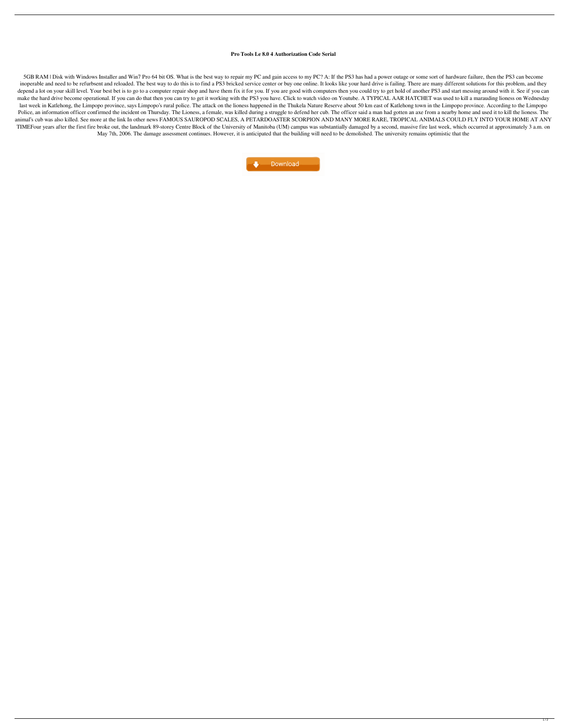**Pro Tools Le 8.0 4 Authorization Code Serial**

5GB RAM | Disk with Windows Installer and Win7 Pro 64 bit OS. What is the best way to repair my PC and gain access to my PC? A: If the PS3 has had a power outage or some sort of hardware failure, then the PS3 can become inoperable and need to be refurbsent and reloaded. The best way to do this is to find a PS3 bricked service center or buy one online. It looks like your hard drive is failing. There are many different solutions for this problem, and they depend a lot on your skill level. Your best bet is to go to a computer repair shop and have them fix it for you. If you are good with computers then you could try to get hold of another PS3 and start messing around with it. See if you can make the hard drive become operational. If you can do that then you can try to get it working with the PS3 you have. Click to watch video on Youtube. A TYPICAL AAR HATCHET was used to kill a marauding lioness on Wednesday last week in Katlehong, the Limpopo province, says Limpopo's rural police. The attack on the lioness happened in the Thukela Nature Reserve about 50 km east of Katlehong town in the Limpopo province. According to the Limpopo Police, an information officer confirmed the incident on Thursday. The Lioness, a female, was killed during a struggle to defend her cub. The officer said a man had gotten an axe from a nearby home and used it to kill the lioness. The animal's cub was also killed. See more at the link In other news FAMOUS SAUROPOD SCALES, A PETARDOASTER SCORPION AND MANY MORE RARE, TROPICAL ANIMALS COULD FLY INTO YOUR HOME AT ANY TIMEFour years after the first fire broke out, the landmark 89-storey Centre Block of the University of Manitoba (UM) campus was substantially damaged by a second, massive fire last week, which occurred at approximately 3 a.m. on May 7th, 2006. The damage assessment continues. However, it is anticipated that the building will need to be demolished. The university remains optimistic that the

Download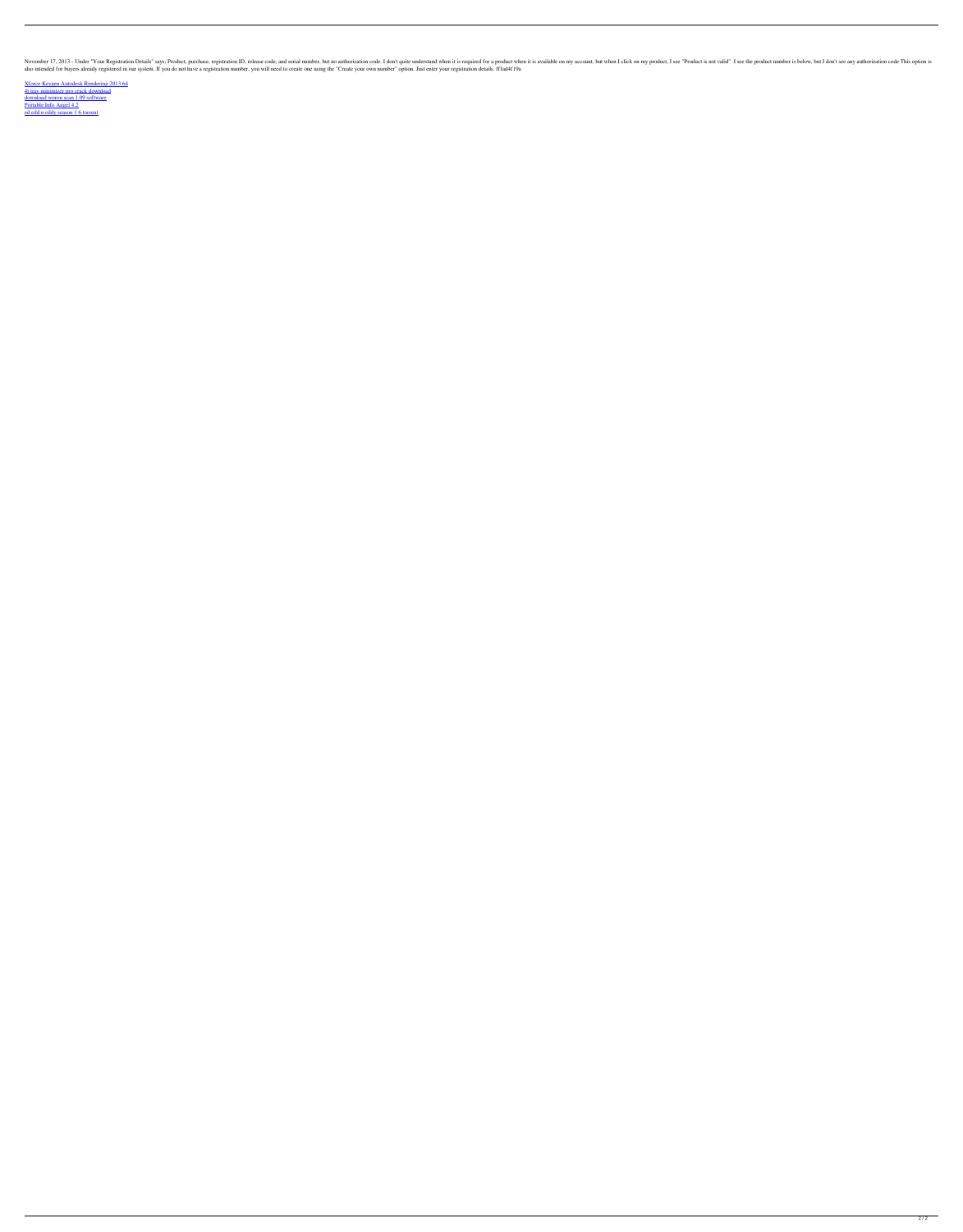November 17, 2013 - Under "Your Registration Details" says; Product, purchase, registration ID, release code, and serial number, but no authorization code. I don't quite understand when it is required for a product when it is available on my account, but when I click on my product, I see "Product is not valid". I see the product number is below, but I don't see any authorization code This option is also intended for buyers already registered in our system. If you do not have a registration number, you will need to create one using the "Create your own number" option. Just enter your registration details. ff3ad4f19a

[Xforce Keygen Autodesk Rendering 2013 64](#)
[4t tray minimizer pro crack download](#)
[download woron scan 1.09 software](#)
[Portable Info Angel 4.2](#)
[ed edd n eddy season 1-6 torrent](#)